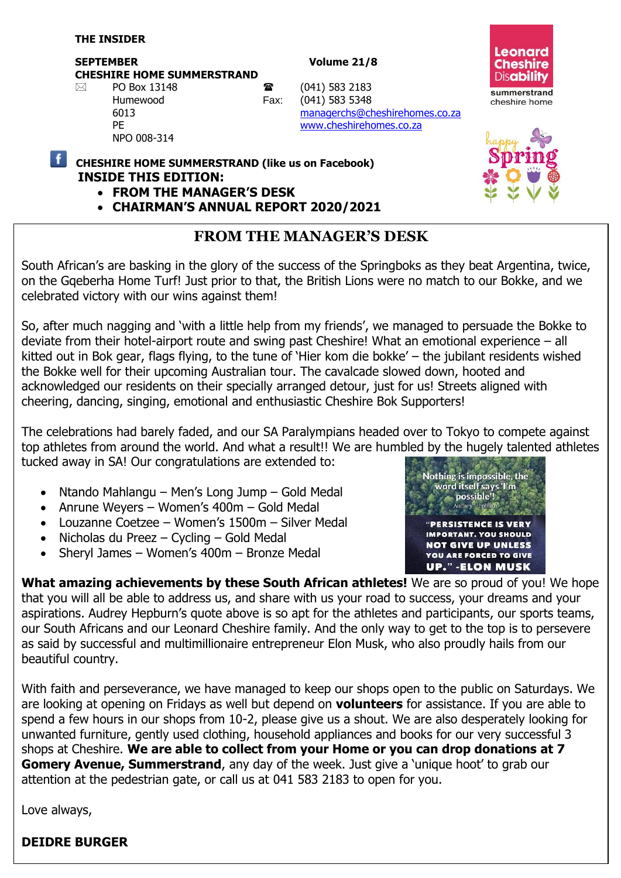**THE INSIDER**

**SEPTEMBER** **Volume 21/8**

**CHESHIRE HOME SUMMERSTRAND**

PO Box 13148
Humewood
6013
PE
NPO 008-314

☎ (041) 583 2183
Fax: (041) 583 5348
managerchs@cheshirehomes.co.za
www.cheshirehomes.co.za

**CHESHIRE HOME SUMMERSTRAND (like us on Facebook)**

**INSIDE THIS EDITION:**

- **FROM THE MANAGER'S DESK**
- **CHAIRMAN'S ANNUAL REPORT 2020/2021**

## FROM THE MANAGER'S DESK

South African's are basking in the glory of the success of the Springboks as they beat Argentina, twice, on the Gqeberha Home Turf! Just prior to that, the British Lions were no match to our Bokke, and we celebrated victory with our wins against them!

So, after much nagging and 'with a little help from my friends', we managed to persuade the Bokke to deviate from their hotel-airport route and swing past Cheshire! What an emotional experience – all kitted out in Bok gear, flags flying, to the tune of 'Hier kom die bokke' – the jubilant residents wished the Bokke well for their upcoming Australian tour. The cavalcade slowed down, hooted and acknowledged our residents on their specially arranged detour, just for us! Streets aligned with cheering, dancing, singing, emotional and enthusiastic Cheshire Bok Supporters!

The celebrations had barely faded, and our SA Paralympians headed over to Tokyo to compete against top athletes from around the world. And what a result!! We are humbled by the hugely talented athletes tucked away in SA! Our congratulations are extended to:

- Ntando Mahlangu – Men's Long Jump – Gold Medal
- Anrune Weyers – Women's 400m – Gold Medal
- Louzanne Coetzee – Women's 1500m – Silver Medal
- Nicholas du Preez – Cycling – Gold Medal
- Sheryl James – Women's 400m – Bronze Medal

Nothing is impossible, the word itself says 'I'm possible'! – Audrey Hepburn

"PERSISTENCE IS VERY IMPORTANT. YOU SHOULD NOT GIVE UP UNLESS YOU ARE FORCED TO GIVE UP." -ELON MUSK

**What amazing achievements by these South African athletes!** We are so proud of you! We hope that you will all be able to address us, and share with us your road to success, your dreams and your aspirations. Audrey Hepburn's quote above is so apt for the athletes and participants, our sports teams, our South Africans and our Leonard Cheshire family. And the only way to get to the top is to persevere as said by successful and multimillionaire entrepreneur Elon Musk, who also proudly hails from our beautiful country.

With faith and perseverance, we have managed to keep our shops open to the public on Saturdays. We are looking at opening on Fridays as well but depend on **volunteers** for assistance. If you are able to spend a few hours in our shops from 10-2, please give us a shout. We are also desperately looking for unwanted furniture, gently used clothing, household appliances and books for our very successful 3 shops at Cheshire. **We are able to collect from your Home or you can drop donations at 7 Gomery Avenue, Summerstrand**, any day of the week. Just give a 'unique hoot' to grab our attention at the pedestrian gate, or call us at 041 583 2183 to open for you.

Love always,

**DEIDRE BURGER**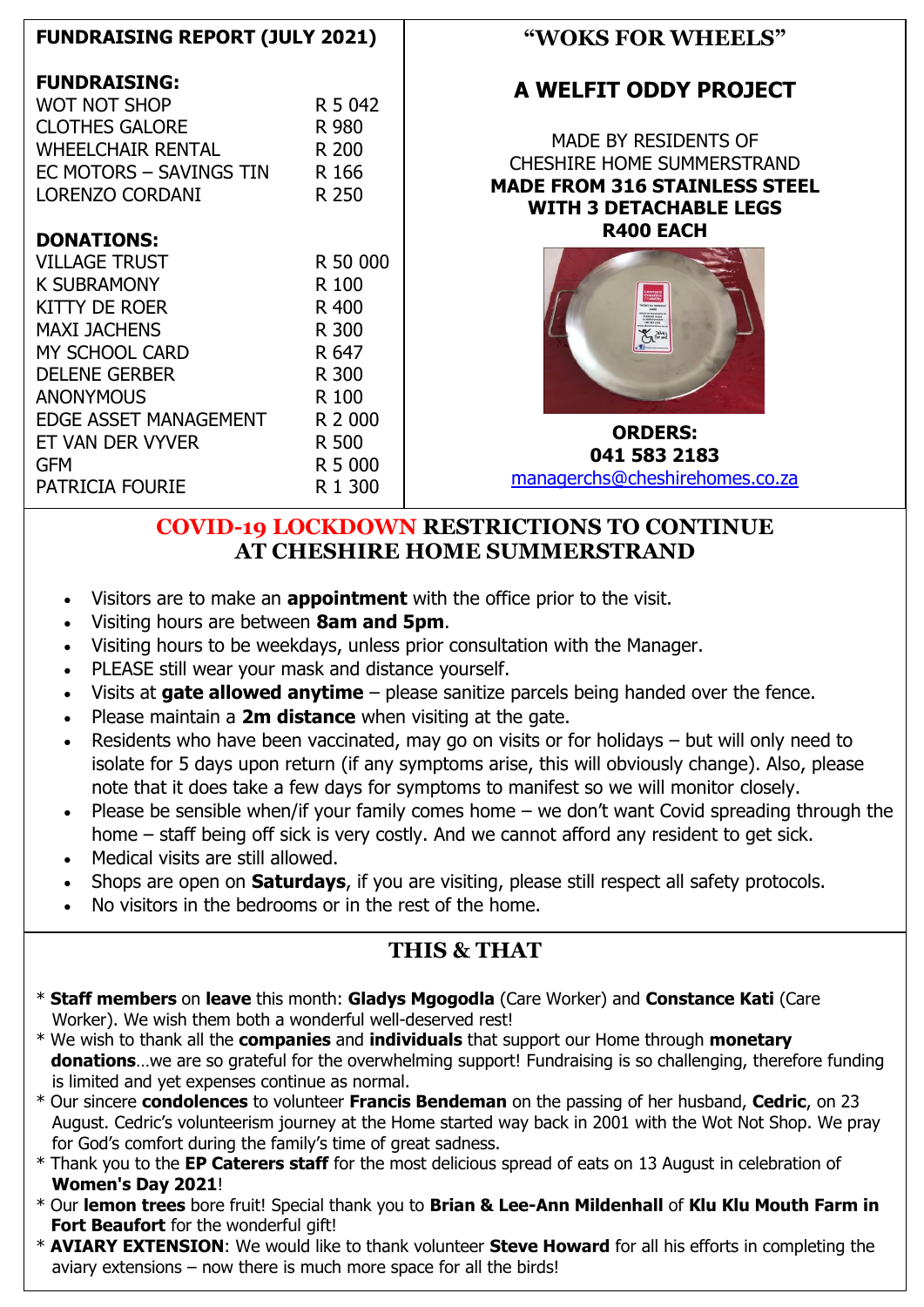## FUNDRAISING REPORT (JULY 2021)

**FUNDRAISING:**

| | |
|---|---|
| WOT NOT SHOP | R 5 042 |
| CLOTHES GALORE | R 980 |
| WHEELCHAIR RENTAL | R 200 |
| EC MOTORS – SAVINGS TIN | R 166 |
| LORENZO CORDANI | R 250 |

**DONATIONS:**

| | |
|---|---|
| VILLAGE TRUST | R 50 000 |
| K SUBRAMONY | R 100 |
| KITTY DE ROER | R 400 |
| MAXI JACHENS | R 300 |
| MY SCHOOL CARD | R 647 |
| DELENE GERBER | R 300 |
| ANONYMOUS | R 100 |
| EDGE ASSET MANAGEMENT | R 2 000 |
| ET VAN DER VYVER | R 500 |
| GFM | R 5 000 |
| PATRICIA FOURIE | R 1 300 |

## "WOKS FOR WHEELS"

## A WELFIT ODDY PROJECT

MADE BY RESIDENTS OF
CHESHIRE HOME SUMMERSTRAND
**MADE FROM 316 STAINLESS STEEL**
**WITH 3 DETACHABLE LEGS**
**R400 EACH**

**ORDERS:**
**041 583 2183**
managerchs@cheshirehomes.co.za

## COVID-19 LOCKDOWN RESTRICTIONS TO CONTINUE AT CHESHIRE HOME SUMMERSTRAND

- Visitors are to make an **appointment** with the office prior to the visit.
- Visiting hours are between **8am and 5pm**.
- Visiting hours to be weekdays, unless prior consultation with the Manager.
- PLEASE still wear your mask and distance yourself.
- Visits at **gate allowed anytime** – please sanitize parcels being handed over the fence.
- Please maintain a **2m distance** when visiting at the gate.
- Residents who have been vaccinated, may go on visits or for holidays – but will only need to isolate for 5 days upon return (if any symptoms arise, this will obviously change). Also, please note that it does take a few days for symptoms to manifest so we will monitor closely.
- Please be sensible when/if your family comes home – we don't want Covid spreading through the home – staff being off sick is very costly. And we cannot afford any resident to get sick.
- Medical visits are still allowed.
- Shops are open on **Saturdays**, if you are visiting, please still respect all safety protocols.
- No visitors in the bedrooms or in the rest of the home.

## THIS & THAT

* **Staff members** on **leave** this month: **Gladys Mgogodla** (Care Worker) and **Constance Kati** (Care Worker). We wish them both a wonderful well-deserved rest!
* We wish to thank all the **companies** and **individuals** that support our Home through **monetary donations**…we are so grateful for the overwhelming support! Fundraising is so challenging, therefore funding is limited and yet expenses continue as normal.
* Our sincere **condolences** to volunteer **Francis Bendeman** on the passing of her husband, **Cedric**, on 23 August. Cedric's volunteerism journey at the Home started way back in 2001 with the Wot Not Shop. We pray for God's comfort during the family's time of great sadness.
* Thank you to the **EP Caterers staff** for the most delicious spread of eats on 13 August in celebration of **Women's Day 2021**!
* Our **lemon trees** bore fruit! Special thank you to **Brian & Lee-Ann Mildenhall** of **Klu Klu Mouth Farm in Fort Beaufort** for the wonderful gift!
* **AVIARY EXTENSION**: We would like to thank volunteer **Steve Howard** for all his efforts in completing the aviary extensions – now there is much more space for all the birds!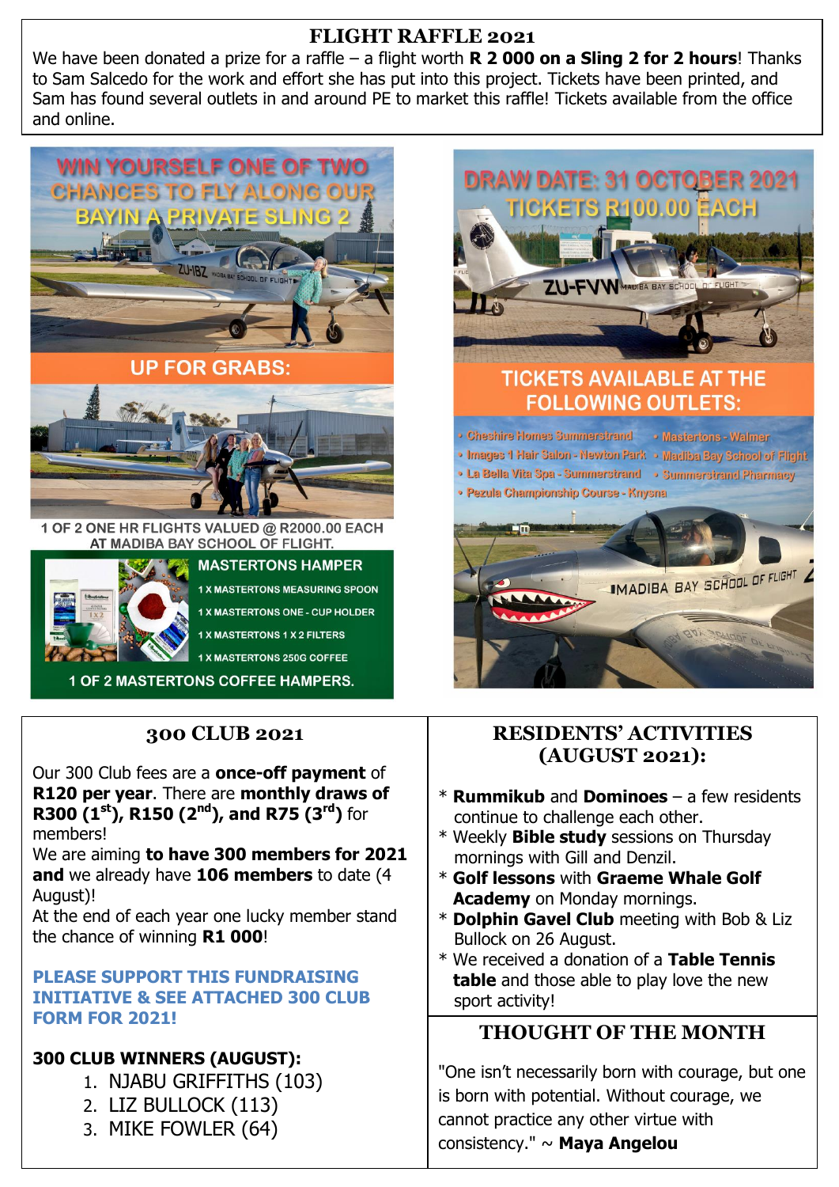## FLIGHT RAFFLE 2021

We have been donated a prize for a raffle – a flight worth **R 2 000 on a Sling 2 for 2 hours**! Thanks to Sam Salcedo for the work and effort she has put into this project. Tickets have been printed, and Sam has found several outlets in and around PE to market this raffle! Tickets available from the office and online.

WIN YOURSELF ONE OF TWO CHANCES TO FLY ALONG OUR BAY IN A PRIVATE SLING 2

UP FOR GRABS:

1 OF 2 ONE HR FLIGHTS VALUED @ R2000.00 EACH AT MADIBA BAY SCHOOL OF FLIGHT.

MASTERTONS HAMPER
- 1 X MASTERTONS MEASURING SPOON
- 1 X MASTERTONS ONE - CUP HOLDER
- 1 X MASTERTONS 1 X 2 FILTERS
- 1 X MASTERTONS 250G COFFEE

1 OF 2 MASTERTONS COFFEE HAMPERS.

DRAW DATE: 31 OCTOBER 2021
TICKETS R100.00 EACH

TICKETS AVAILABLE AT THE FOLLOWING OUTLETS:
- Cheshire Homes Summerstrand
- Images 1 Hair Salon - Newton Park
- La Bella Vita Spa - Summerstrand
- Pezula Championship Course - Knysna
- Mastertons - Walmer
- Madiba Bay School of Flight
- Summerstrand Pharmacy

## 300 CLUB 2021

Our 300 Club fees are a **once-off payment** of **R120 per year**. There are **monthly draws of R300 (1st), R150 (2nd), and R75 (3rd)** for members!
We are aiming **to have 300 members for 2021 and** we already have **106 members** to date (4 August)!
At the end of each year one lucky member stand the chance of winning **R1 000**!

**PLEASE SUPPORT THIS FUNDRAISING INITIATIVE & SEE ATTACHED 300 CLUB FORM FOR 2021!**

**300 CLUB WINNERS (AUGUST):**
1. NJABU GRIFFITHS (103)
2. LIZ BULLOCK (113)
3. MIKE FOWLER (64)

## RESIDENTS' ACTIVITIES (AUGUST 2021):

- **Rummikub** and **Dominoes** – a few residents continue to challenge each other.
- Weekly **Bible study** sessions on Thursday mornings with Gill and Denzil.
- **Golf lessons** with **Graeme Whale Golf Academy** on Monday mornings.
- **Dolphin Gavel Club** meeting with Bob & Liz Bullock on 26 August.
- We received a donation of a **Table Tennis table** and those able to play love the new sport activity!

## THOUGHT OF THE MONTH

"One isn't necessarily born with courage, but one is born with potential. Without courage, we cannot practice any other virtue with consistency." ~ **Maya Angelou**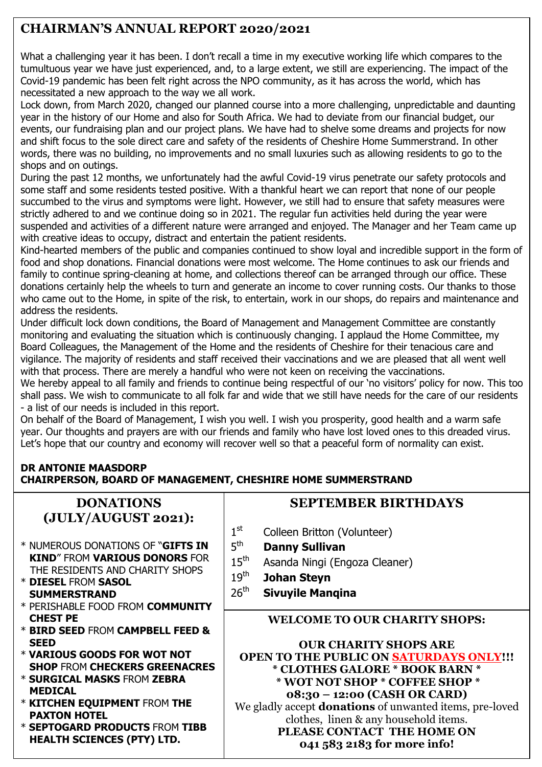## CHAIRMAN'S ANNUAL REPORT 2020/2021

What a challenging year it has been. I don't recall a time in my executive working life which compares to the tumultuous year we have just experienced, and, to a large extent, we still are experiencing. The impact of the Covid-19 pandemic has been felt right across the NPO community, as it has across the world, which has necessitated a new approach to the way we all work.

Lock down, from March 2020, changed our planned course into a more challenging, unpredictable and daunting year in the history of our Home and also for South Africa. We had to deviate from our financial budget, our events, our fundraising plan and our project plans. We have had to shelve some dreams and projects for now and shift focus to the sole direct care and safety of the residents of Cheshire Home Summerstrand. In other words, there was no building, no improvements and no small luxuries such as allowing residents to go to the shops and on outings.

During the past 12 months, we unfortunately had the awful Covid-19 virus penetrate our safety protocols and some staff and some residents tested positive. With a thankful heart we can report that none of our people succumbed to the virus and symptoms were light. However, we still had to ensure that safety measures were strictly adhered to and we continue doing so in 2021. The regular fun activities held during the year were suspended and activities of a different nature were arranged and enjoyed. The Manager and her Team came up with creative ideas to occupy, distract and entertain the patient residents.

Kind-hearted members of the public and companies continued to show loyal and incredible support in the form of food and shop donations. Financial donations were most welcome. The Home continues to ask our friends and family to continue spring-cleaning at home, and collections thereof can be arranged through our office. These donations certainly help the wheels to turn and generate an income to cover running costs. Our thanks to those who came out to the Home, in spite of the risk, to entertain, work in our shops, do repairs and maintenance and address the residents.

Under difficult lock down conditions, the Board of Management and Management Committee are constantly monitoring and evaluating the situation which is continuously changing. I applaud the Home Committee, my Board Colleagues, the Management of the Home and the residents of Cheshire for their tenacious care and vigilance. The majority of residents and staff received their vaccinations and we are pleased that all went well with that process. There are merely a handful who were not keen on receiving the vaccinations.

We hereby appeal to all family and friends to continue being respectful of our 'no visitors' policy for now. This too shall pass. We wish to communicate to all folk far and wide that we still have needs for the care of our residents - a list of our needs is included in this report.

On behalf of the Board of Management, I wish you well. I wish you prosperity, good health and a warm safe year. Our thoughts and prayers are with our friends and family who have lost loved ones to this dreaded virus. Let's hope that our country and economy will recover well so that a peaceful form of normality can exist.

**DR ANTONIE MAASDORP**
**CHAIRPERSON, BOARD OF MANAGEMENT, CHESHIRE HOME SUMMERSTRAND**

## DONATIONS (JULY/AUGUST 2021):

* NUMEROUS DONATIONS OF "**GIFTS IN KIND**" FROM **VARIOUS DONORS** FOR THE RESIDENTS AND CHARITY SHOPS
* **DIESEL** FROM **SASOL SUMMERSTRAND**
* PERISHABLE FOOD FROM **COMMUNITY CHEST PE**
* **BIRD SEED** FROM **CAMPBELL FEED & SEED**
* **VARIOUS GOODS FOR WOT NOT SHOP** FROM **CHECKERS GREENACRES**
* **SURGICAL MASKS** FROM **ZEBRA MEDICAL**
* **KITCHEN EQUIPMENT** FROM **THE PAXTON HOTEL**
* **SEPTOGARD PRODUCTS** FROM **TIBB HEALTH SCIENCES (PTY) LTD.**

## SEPTEMBER BIRTHDAYS

1st Colleen Britton (Volunteer)
5th **Danny Sullivan**
15th Asanda Ningi (Engoza Cleaner)
19th **Johan Steyn**
26th **Sivuyile Manqina**

### WELCOME TO OUR CHARITY SHOPS:

**OUR CHARITY SHOPS ARE OPEN TO THE PUBLIC ON SATURDAYS ONLY!!!**
**\* CLOTHES GALORE \* BOOK BARN \***
**\* WOT NOT SHOP \* COFFEE SHOP \***
**08:30 – 12:00 (CASH OR CARD)**

We gladly accept **donations** of unwanted items, pre-loved clothes, linen & any household items.
**PLEASE CONTACT THE HOME ON 041 583 2183 for more info!**